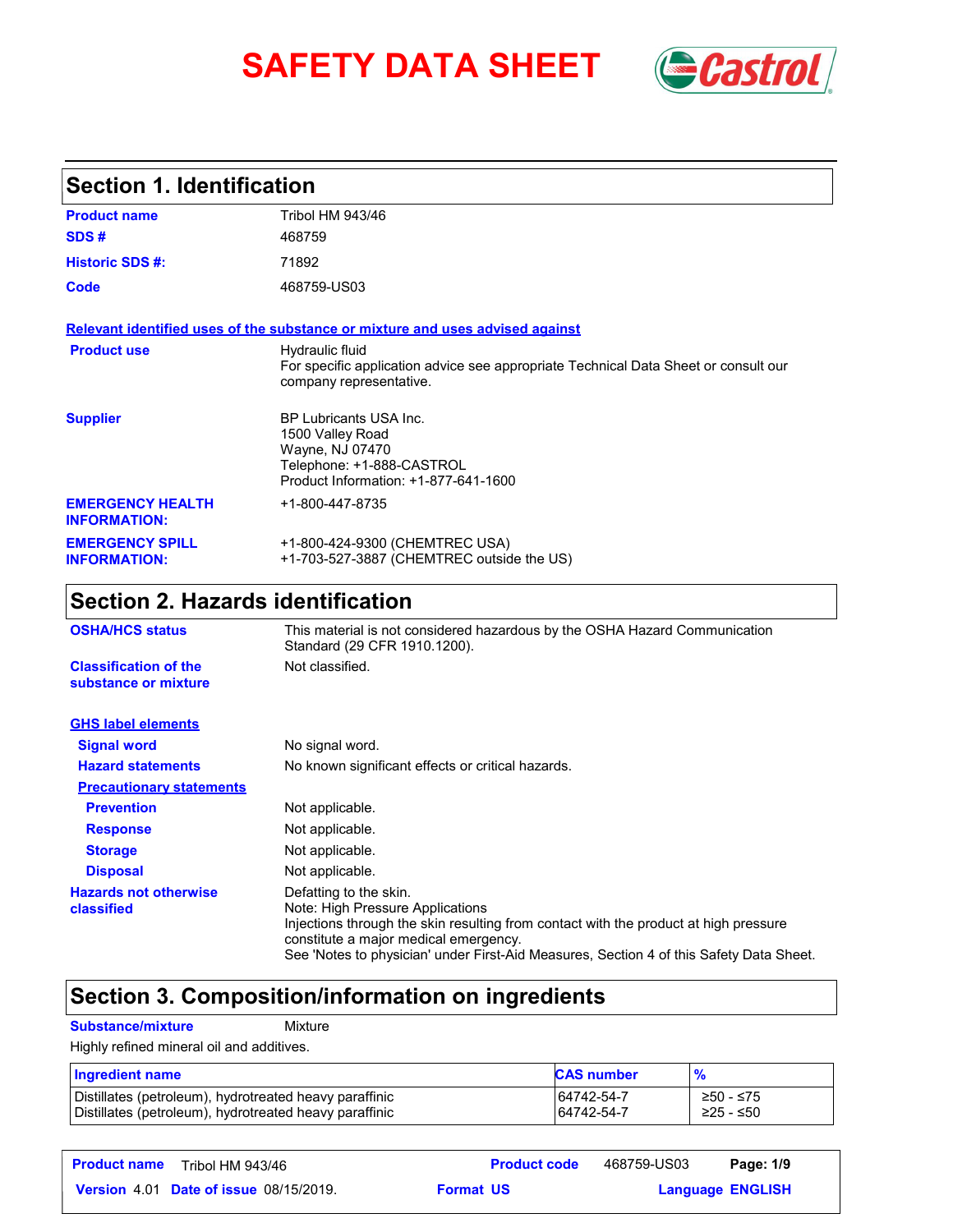# SAFETY DATA SHEET

## Section 1. Identification

| | |
|---|---|
| **Product name** | Tribol HM 943/46 |
| **SDS #** | 468759 |
| **Historic SDS #:** | 71892 |
| **Code** | 468759-US03 |

**Relevant identified uses of the substance or mixture and uses advised against**

| | |
|---|---|
| **Product use** | Hydraulic fluid<br>For specific application advice see appropriate Technical Data Sheet or consult our company representative. |
| **Supplier** | BP Lubricants USA Inc.<br>1500 Valley Road<br>Wayne, NJ 07470<br>Telephone: +1-888-CASTROL<br>Product Information: +1-877-641-1600 |
| **EMERGENCY HEALTH INFORMATION:** | +1-800-447-8735 |
| **EMERGENCY SPILL INFORMATION:** | +1-800-424-9300 (CHEMTREC USA)<br>+1-703-527-3887 (CHEMTREC outside the US) |

## Section 2. Hazards identification

| | |
|---|---|
| **OSHA/HCS status** | This material is not considered hazardous by the OSHA Hazard Communication Standard (29 CFR 1910.1200). |
| **Classification of the substance or mixture** | Not classified. |

**GHS label elements**

| | |
|---|---|
| **Signal word** | No signal word. |
| **Hazard statements** | No known significant effects or critical hazards. |

**Precautionary statements**

| | |
|---|---|
| **Prevention** | Not applicable. |
| **Response** | Not applicable. |
| **Storage** | Not applicable. |
| **Disposal** | Not applicable. |
| **Hazards not otherwise classified** | Defatting to the skin.<br>Note: High Pressure Applications<br>Injections through the skin resulting from contact with the product at high pressure constitute a major medical emergency.<br>See 'Notes to physician' under First-Aid Measures, Section 4 of this Safety Data Sheet. |

## Section 3. Composition/information on ingredients

**Substance/mixture** Mixture

Highly refined mineral oil and additives.

| Ingredient name | CAS number | % |
|---|---|---|
| Distillates (petroleum), hydrotreated heavy paraffinic | 64742-54-7 | ≥50 - ≤75 |
| Distillates (petroleum), hydrotreated heavy paraffinic | 64742-54-7 | ≥25 - ≤50 |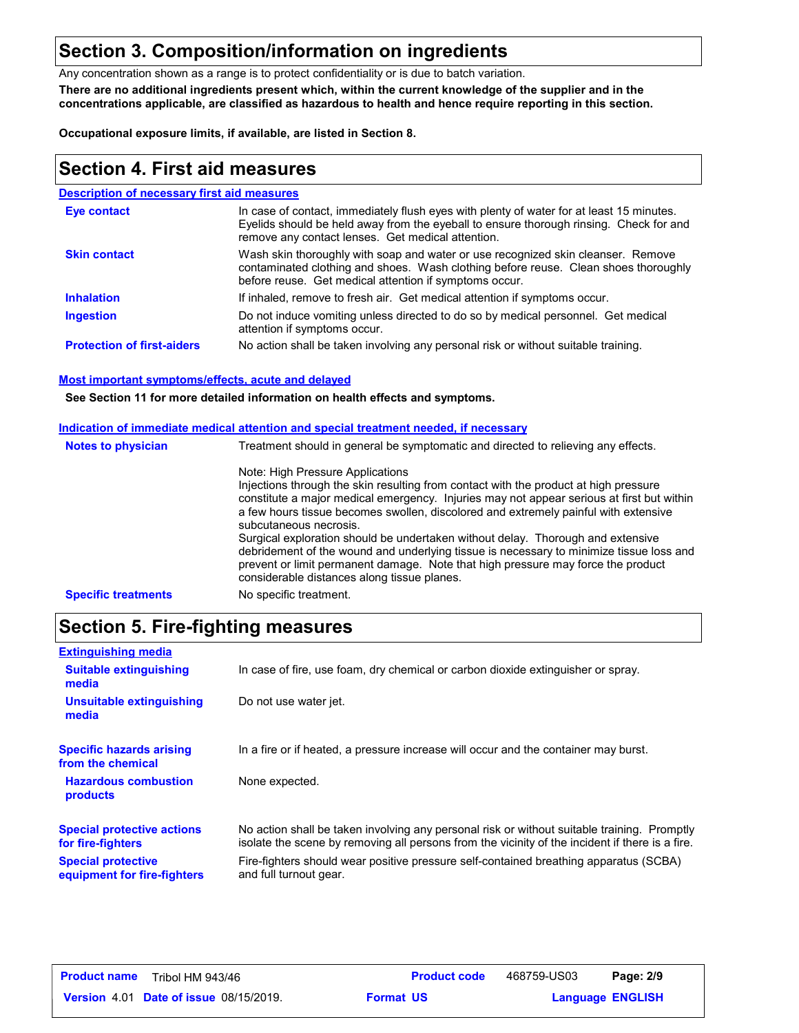## Section 3. Composition/information on ingredients

Any concentration shown as a range is to protect confidentiality or is due to batch variation.

**There are no additional ingredients present which, within the current knowledge of the supplier and in the concentrations applicable, are classified as hazardous to health and hence require reporting in this section.**

**Occupational exposure limits, if available, are listed in Section 8.**

## Section 4. First aid measures

### Description of necessary first aid measures

**Eye contact**
In case of contact, immediately flush eyes with plenty of water for at least 15 minutes. Eyelids should be held away from the eyeball to ensure thorough rinsing. Check for and remove any contact lenses. Get medical attention.

**Skin contact**
Wash skin thoroughly with soap and water or use recognized skin cleanser. Remove contaminated clothing and shoes. Wash clothing before reuse. Clean shoes thoroughly before reuse. Get medical attention if symptoms occur.

**Inhalation**
If inhaled, remove to fresh air. Get medical attention if symptoms occur.

**Ingestion**
Do not induce vomiting unless directed to do so by medical personnel. Get medical attention if symptoms occur.

**Protection of first-aiders**
No action shall be taken involving any personal risk or without suitable training.

### Most important symptoms/effects, acute and delayed

**See Section 11 for more detailed information on health effects and symptoms.**

### Indication of immediate medical attention and special treatment needed, if necessary

**Notes to physician**
Treatment should in general be symptomatic and directed to relieving any effects.

Note: High Pressure Applications
Injections through the skin resulting from contact with the product at high pressure constitute a major medical emergency. Injuries may not appear serious at first but within a few hours tissue becomes swollen, discolored and extremely painful with extensive subcutaneous necrosis.
Surgical exploration should be undertaken without delay. Thorough and extensive debridement of the wound and underlying tissue is necessary to minimize tissue loss and prevent or limit permanent damage. Note that high pressure may force the product considerable distances along tissue planes.

**Specific treatments**
No specific treatment.

## Section 5. Fire-fighting measures

### Extinguishing media

**Suitable extinguishing media**
In case of fire, use foam, dry chemical or carbon dioxide extinguisher or spray.

**Unsuitable extinguishing media**
Do not use water jet.

**Specific hazards arising from the chemical**
In a fire or if heated, a pressure increase will occur and the container may burst.

**Hazardous combustion products**
None expected.

**Special protective actions for fire-fighters**
No action shall be taken involving any personal risk or without suitable training. Promptly isolate the scene by removing all persons from the vicinity of the incident if there is a fire.

**Special protective equipment for fire-fighters**
Fire-fighters should wear positive pressure self-contained breathing apparatus (SCBA) and full turnout gear.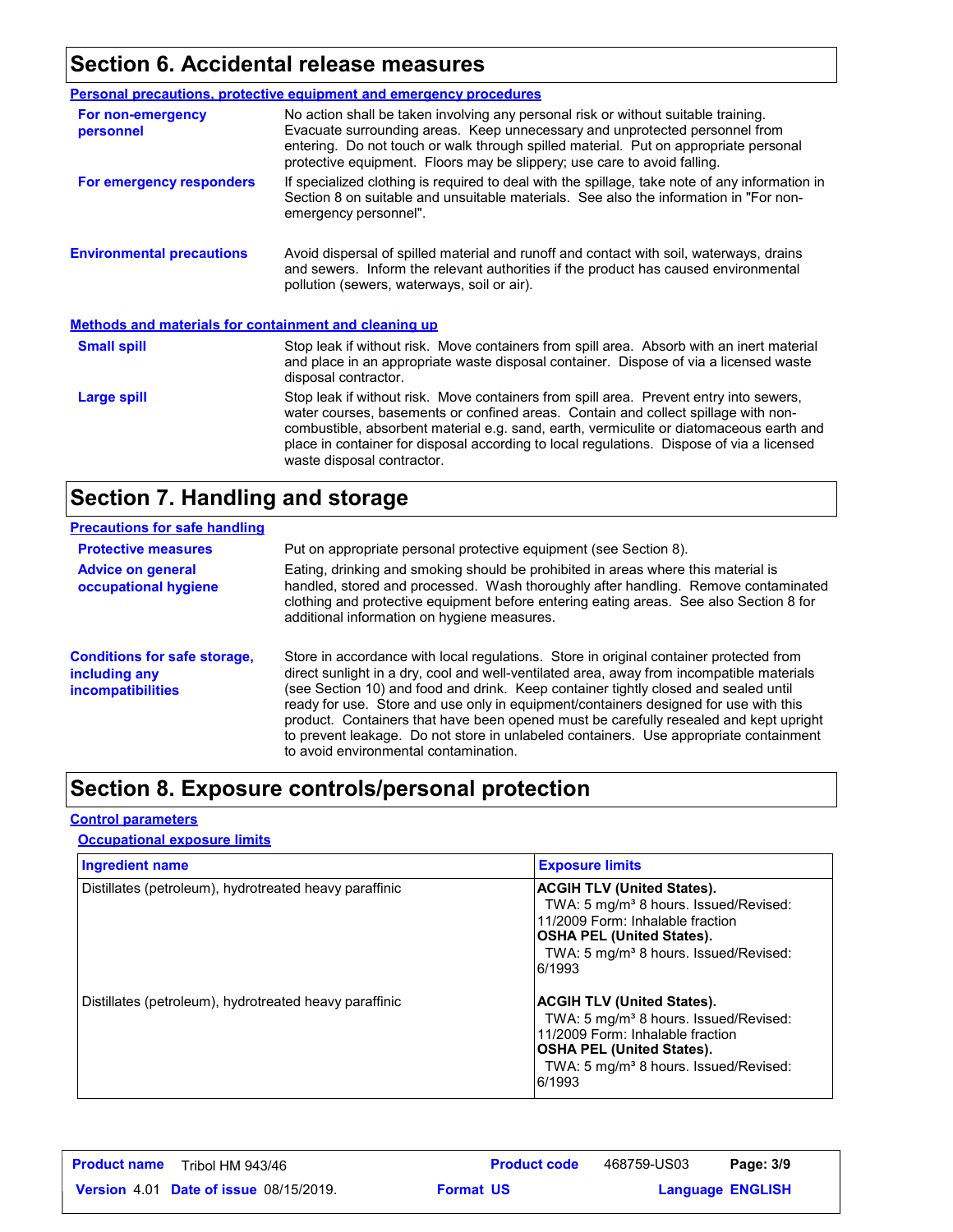## Section 6. Accidental release measures

### Personal precautions, protective equipment and emergency procedures

**For non-emergency personnel**

No action shall be taken involving any personal risk or without suitable training. Evacuate surrounding areas. Keep unnecessary and unprotected personnel from entering. Do not touch or walk through spilled material. Put on appropriate personal protective equipment. Floors may be slippery; use care to avoid falling.

**For emergency responders**

If specialized clothing is required to deal with the spillage, take note of any information in Section 8 on suitable and unsuitable materials. See also the information in "For non-emergency personnel".

**Environmental precautions**

Avoid dispersal of spilled material and runoff and contact with soil, waterways, drains and sewers. Inform the relevant authorities if the product has caused environmental pollution (sewers, waterways, soil or air).

### Methods and materials for containment and cleaning up

**Small spill**

Stop leak if without risk. Move containers from spill area. Absorb with an inert material and place in an appropriate waste disposal container. Dispose of via a licensed waste disposal contractor.

**Large spill**

Stop leak if without risk. Move containers from spill area. Prevent entry into sewers, water courses, basements or confined areas. Contain and collect spillage with non-combustible, absorbent material e.g. sand, earth, vermiculite or diatomaceous earth and place in container for disposal according to local regulations. Dispose of via a licensed waste disposal contractor.

## Section 7. Handling and storage

### Precautions for safe handling

**Protective measures**

Put on appropriate personal protective equipment (see Section 8).

**Advice on general occupational hygiene**

Eating, drinking and smoking should be prohibited in areas where this material is handled, stored and processed. Wash thoroughly after handling. Remove contaminated clothing and protective equipment before entering eating areas. See also Section 8 for additional information on hygiene measures.

**Conditions for safe storage, including any incompatibilities**

Store in accordance with local regulations. Store in original container protected from direct sunlight in a dry, cool and well-ventilated area, away from incompatible materials (see Section 10) and food and drink. Keep container tightly closed and sealed until ready for use. Store and use only in equipment/containers designed for use with this product. Containers that have been opened must be carefully resealed and kept upright to prevent leakage. Do not store in unlabeled containers. Use appropriate containment to avoid environmental contamination.

## Section 8. Exposure controls/personal protection

### Control parameters

#### Occupational exposure limits

| Ingredient name | Exposure limits |
| --- | --- |
| Distillates (petroleum), hydrotreated heavy paraffinic | **ACGIH TLV (United States).** TWA: 5 mg/m³ 8 hours. Issued/Revised: 11/2009 Form: Inhalable fraction **OSHA PEL (United States).** TWA: 5 mg/m³ 8 hours. Issued/Revised: 6/1993 |
| Distillates (petroleum), hydrotreated heavy paraffinic | **ACGIH TLV (United States).** TWA: 5 mg/m³ 8 hours. Issued/Revised: 11/2009 Form: Inhalable fraction **OSHA PEL (United States).** TWA: 5 mg/m³ 8 hours. Issued/Revised: 6/1993 |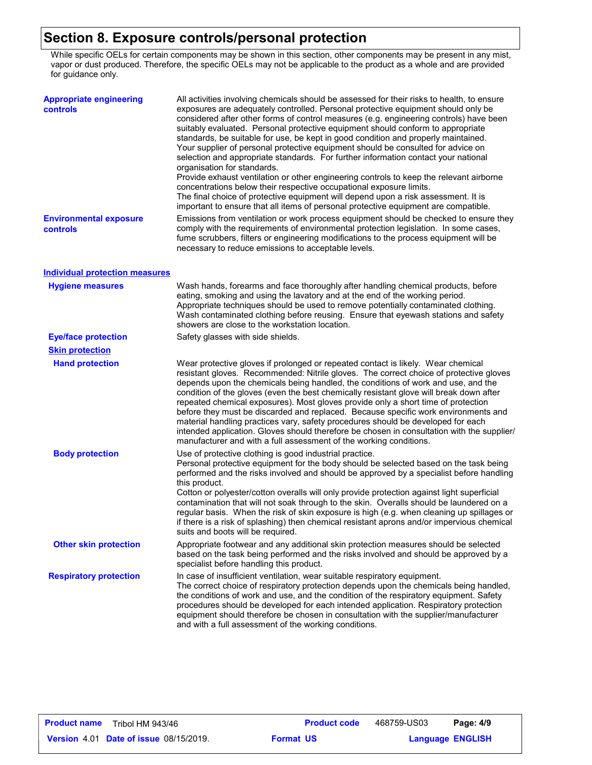# Section 8. Exposure controls/personal protection

While specific OELs for certain components may be shown in this section, other components may be present in any mist, vapor or dust produced. Therefore, the specific OELs may not be applicable to the product as a whole and are provided for guidance only.

**Appropriate engineering controls**

All activities involving chemicals should be assessed for their risks to health, to ensure exposures are adequately controlled. Personal protective equipment should only be considered after other forms of control measures (e.g. engineering controls) have been suitably evaluated. Personal protective equipment should conform to appropriate standards, be suitable for use, be kept in good condition and properly maintained. Your supplier of personal protective equipment should be consulted for advice on selection and appropriate standards. For further information contact your national organisation for standards.
Provide exhaust ventilation or other engineering controls to keep the relevant airborne concentrations below their respective occupational exposure limits.
The final choice of protective equipment will depend upon a risk assessment. It is important to ensure that all items of personal protective equipment are compatible.

**Environmental exposure controls**

Emissions from ventilation or work process equipment should be checked to ensure they comply with the requirements of environmental protection legislation. In some cases, fume scrubbers, filters or engineering modifications to the process equipment will be necessary to reduce emissions to acceptable levels.

## Individual protection measures

**Hygiene measures**

Wash hands, forearms and face thoroughly after handling chemical products, before eating, smoking and using the lavatory and at the end of the working period. Appropriate techniques should be used to remove potentially contaminated clothing. Wash contaminated clothing before reusing. Ensure that eyewash stations and safety showers are close to the workstation location.

**Eye/face protection**

Safety glasses with side shields.

### Skin protection

**Hand protection**

Wear protective gloves if prolonged or repeated contact is likely. Wear chemical resistant gloves. Recommended: Nitrile gloves. The correct choice of protective gloves depends upon the chemicals being handled, the conditions of work and use, and the condition of the gloves (even the best chemically resistant glove will break down after repeated chemical exposures). Most gloves provide only a short time of protection before they must be discarded and replaced. Because specific work environments and material handling practices vary, safety procedures should be developed for each intended application. Gloves should therefore be chosen in consultation with the supplier/manufacturer and with a full assessment of the working conditions.

**Body protection**

Use of protective clothing is good industrial practice.
Personal protective equipment for the body should be selected based on the task being performed and the risks involved and should be approved by a specialist before handling this product.
Cotton or polyester/cotton overalls will only provide protection against light superficial contamination that will not soak through to the skin. Overalls should be laundered on a regular basis. When the risk of skin exposure is high (e.g. when cleaning up spillages or if there is a risk of splashing) then chemical resistant aprons and/or impervious chemical suits and boots will be required.

**Other skin protection**

Appropriate footwear and any additional skin protection measures should be selected based on the task being performed and the risks involved and should be approved by a specialist before handling this product.

**Respiratory protection**

In case of insufficient ventilation, wear suitable respiratory equipment.
The correct choice of respiratory protection depends upon the chemicals being handled, the conditions of work and use, and the condition of the respiratory equipment. Safety procedures should be developed for each intended application. Respiratory protection equipment should therefore be chosen in consultation with the supplier/manufacturer and with a full assessment of the working conditions.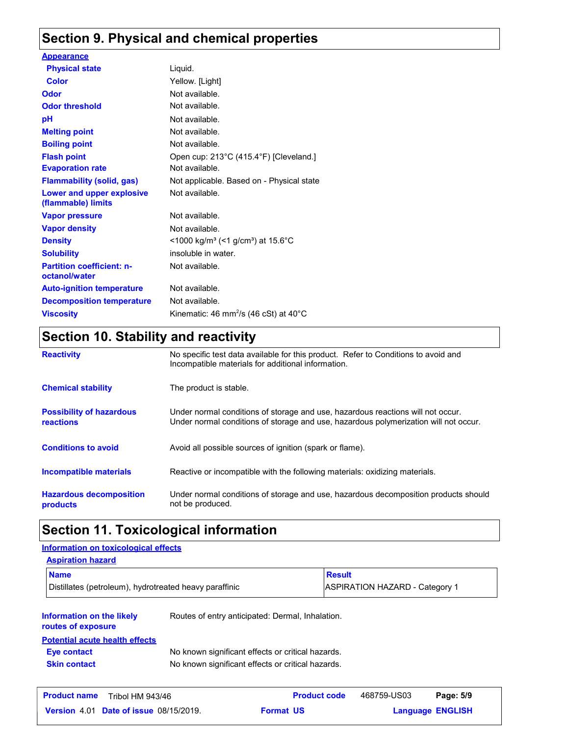## Section 9. Physical and chemical properties

**Appearance**

| | |
|---|---|
| **Physical state** | Liquid. |
| **Color** | Yellow. [Light] |
| **Odor** | Not available. |
| **Odor threshold** | Not available. |
| **pH** | Not available. |
| **Melting point** | Not available. |
| **Boiling point** | Not available. |
| **Flash point** | Open cup: 213°C (415.4°F) [Cleveland.] |
| **Evaporation rate** | Not available. |
| **Flammability (solid, gas)** | Not applicable. Based on - Physical state |
| **Lower and upper explosive (flammable) limits** | Not available. |
| **Vapor pressure** | Not available. |
| **Vapor density** | Not available. |
| **Density** | <1000 kg/m³ (<1 g/cm³) at 15.6°C |
| **Solubility** | insoluble in water. |
| **Partition coefficient: n-octanol/water** | Not available. |
| **Auto-ignition temperature** | Not available. |
| **Decomposition temperature** | Not available. |
| **Viscosity** | Kinematic: 46 $mm^2/s$ (46 cSt) at 40°C |

## Section 10. Stability and reactivity

| | |
|---|---|
| **Reactivity** | No specific test data available for this product. Refer to Conditions to avoid and Incompatible materials for additional information. |
| **Chemical stability** | The product is stable. |
| **Possibility of hazardous reactions** | Under normal conditions of storage and use, hazardous reactions will not occur. Under normal conditions of storage and use, hazardous polymerization will not occur. |
| **Conditions to avoid** | Avoid all possible sources of ignition (spark or flame). |
| **Incompatible materials** | Reactive or incompatible with the following materials: oxidizing materials. |
| **Hazardous decomposition products** | Under normal conditions of storage and use, hazardous decomposition products should not be produced. |

## Section 11. Toxicological information

**Information on toxicological effects**

**Aspiration hazard**

| Name | Result |
|---|---|
| Distillates (petroleum), hydrotreated heavy paraffinic | ASPIRATION HAZARD - Category 1 |

| | |
|---|---|
| **Information on the likely routes of exposure** | Routes of entry anticipated: Dermal, Inhalation. |

**Potential acute health effects**

| | |
|---|---|
| **Eye contact** | No known significant effects or critical hazards. |
| **Skin contact** | No known significant effects or critical hazards. |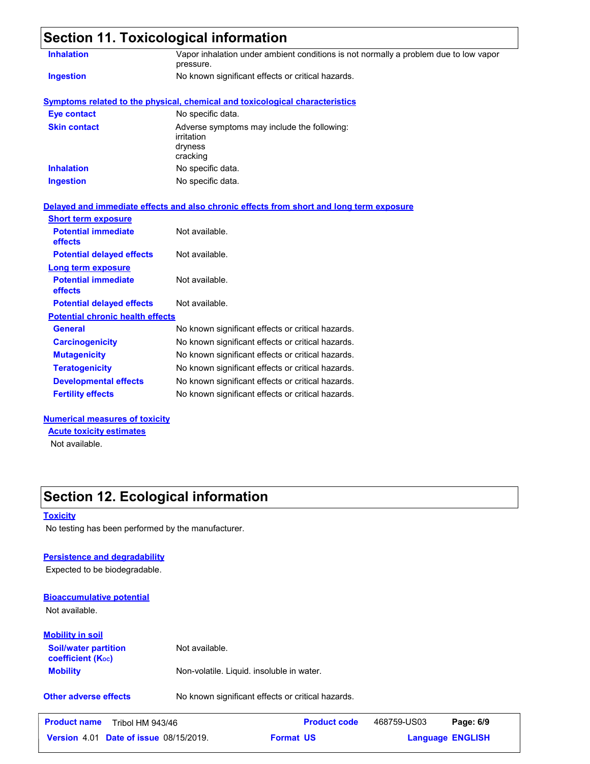## Section 11. Toxicological information

| | |
|---|---|
| **Inhalation** | Vapor inhalation under ambient conditions is not normally a problem due to low vapor pressure. |
| **Ingestion** | No known significant effects or critical hazards. |

### Symptoms related to the physical, chemical and toxicological characteristics

| | |
|---|---|
| **Eye contact** | No specific data. |
| **Skin contact** | Adverse symptoms may include the following: irritation dryness cracking |
| **Inhalation** | No specific data. |
| **Ingestion** | No specific data. |

### Delayed and immediate effects and also chronic effects from short and long term exposure

**Short term exposure**

| | |
|---|---|
| **Potential immediate effects** | Not available. |
| **Potential delayed effects** | Not available. |

**Long term exposure**

| | |
|---|---|
| **Potential immediate effects** | Not available. |
| **Potential delayed effects** | Not available. |

**Potential chronic health effects**

| | |
|---|---|
| **General** | No known significant effects or critical hazards. |
| **Carcinogenicity** | No known significant effects or critical hazards. |
| **Mutagenicity** | No known significant effects or critical hazards. |
| **Teratogenicity** | No known significant effects or critical hazards. |
| **Developmental effects** | No known significant effects or critical hazards. |
| **Fertility effects** | No known significant effects or critical hazards. |

### Numerical measures of toxicity

**Acute toxicity estimates**

Not available.

## Section 12. Ecological information

### Toxicity

No testing has been performed by the manufacturer.

### Persistence and degradability

Expected to be biodegradable.

### Bioaccumulative potential

Not available.

### Mobility in soil

| | |
|---|---|
| **Soil/water partition coefficient ($K_{OC}$)** | Not available. |
| **Mobility** | Non-volatile. Liquid. insoluble in water. |

| | |
|---|---|
| **Other adverse effects** | No known significant effects or critical hazards. |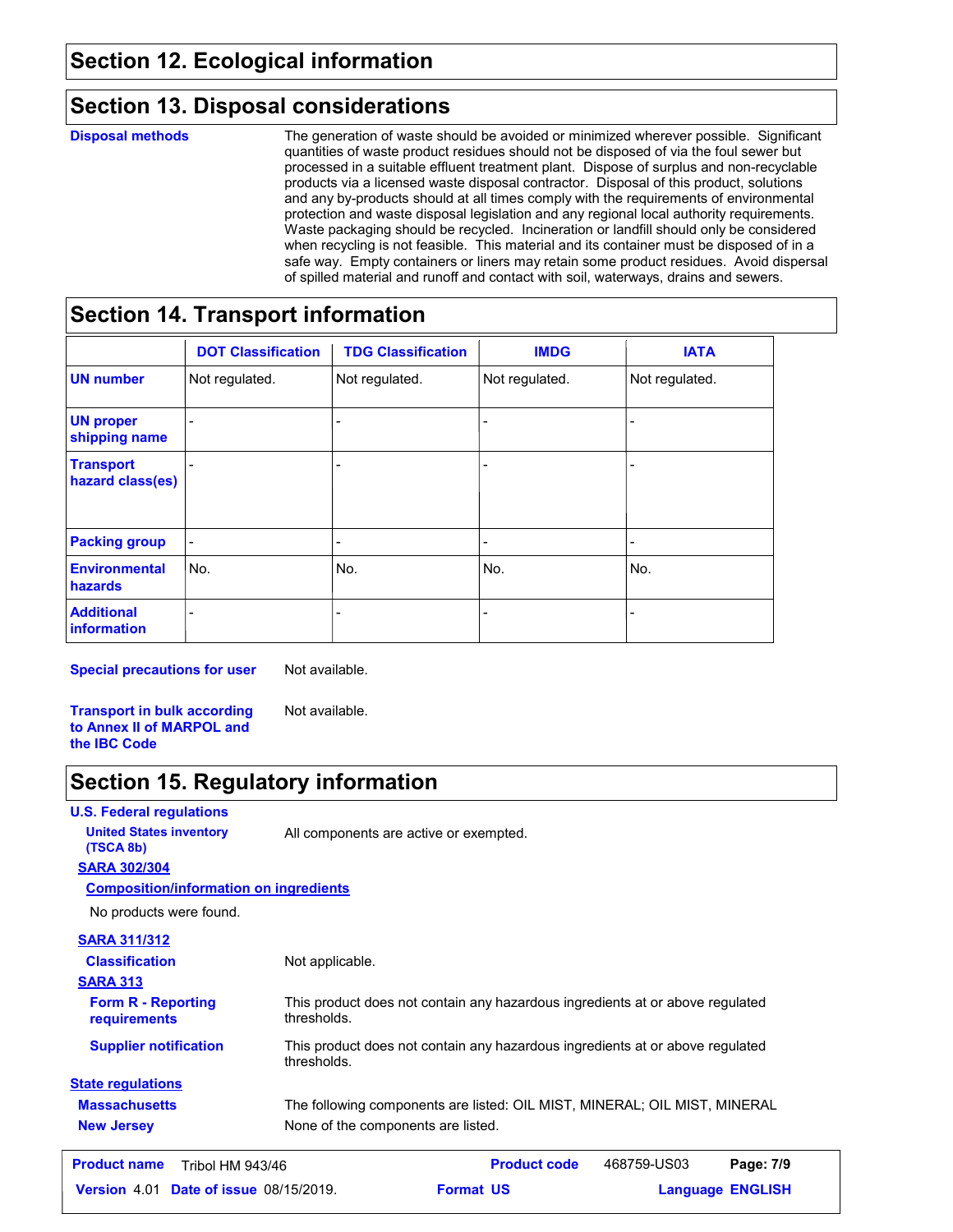## Section 12. Ecological information

## Section 13. Disposal considerations

**Disposal methods**

The generation of waste should be avoided or minimized wherever possible. Significant quantities of waste product residues should not be disposed of via the foul sewer but processed in a suitable effluent treatment plant. Dispose of surplus and non-recyclable products via a licensed waste disposal contractor. Disposal of this product, solutions and any by-products should at all times comply with the requirements of environmental protection and waste disposal legislation and any regional local authority requirements. Waste packaging should be recycled. Incineration or landfill should only be considered when recycling is not feasible. This material and its container must be disposed of in a safe way. Empty containers or liners may retain some product residues. Avoid dispersal of spilled material and runoff and contact with soil, waterways, drains and sewers.

## Section 14. Transport information

| | DOT Classification | TDG Classification | IMDG | IATA |
|---|---|---|---|---|
| **UN number** | Not regulated. | Not regulated. | Not regulated. | Not regulated. |
| **UN proper shipping name** | - | - | - | - |
| **Transport hazard class(es)** | - | - | - | - |
| **Packing group** | - | - | - | - |
| **Environmental hazards** | No. | No. | No. | No. |
| **Additional information** | - | - | - | - |

**Special precautions for user**: Not available.

**Transport in bulk according to Annex II of MARPOL and the IBC Code**: Not available.

## Section 15. Regulatory information

**U.S. Federal regulations**

**United States inventory (TSCA 8b)**: All components are active or exempted.

**SARA 302/304**

**Composition/information on ingredients**

No products were found.

**SARA 311/312**

**Classification**: Not applicable.

**SARA 313**

**Form R - Reporting requirements**: This product does not contain any hazardous ingredients at or above regulated thresholds.

**Supplier notification**: This product does not contain any hazardous ingredients at or above regulated thresholds.

**State regulations**

**Massachusetts**: The following components are listed: OIL MIST, MINERAL; OIL MIST, MINERAL

**New Jersey**: None of the components are listed.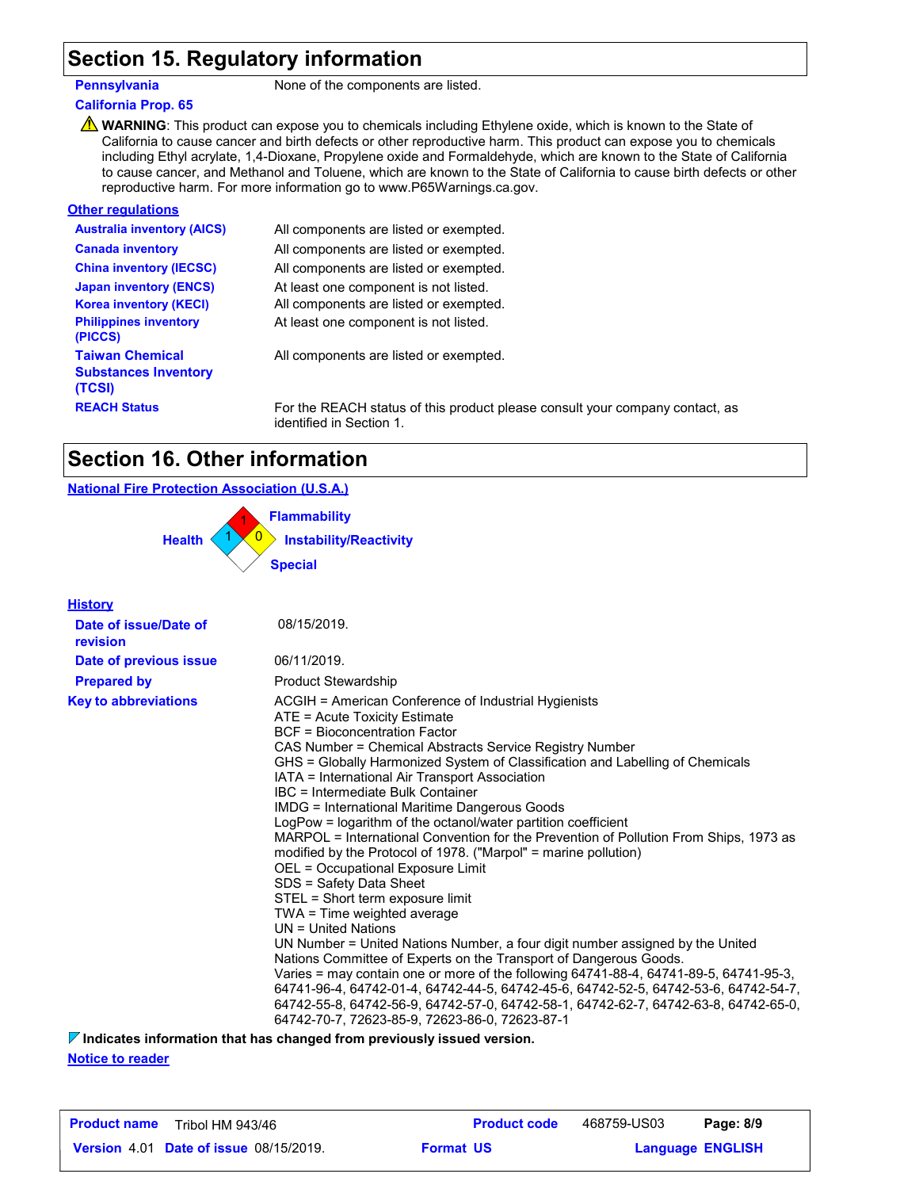## Section 15. Regulatory information

**Pennsylvania** None of the components are listed.

**California Prop. 65**

⚠ **WARNING**: This product can expose you to chemicals including Ethylene oxide, which is known to the State of California to cause cancer and birth defects or other reproductive harm. This product can expose you to chemicals including Ethyl acrylate, 1,4-Dioxane, Propylene oxide and Formaldehyde, which are known to the State of California to cause cancer, and Methanol and Toluene, which are known to the State of California to cause birth defects or other reproductive harm. For more information go to www.P65Warnings.ca.gov.

**Other regulations**

| | |
|---|---|
| **Australia inventory (AICS)** | All components are listed or exempted. |
| **Canada inventory** | All components are listed or exempted. |
| **China inventory (IECSC)** | All components are listed or exempted. |
| **Japan inventory (ENCS)** | At least one component is not listed. |
| **Korea inventory (KECI)** | All components are listed or exempted. |
| **Philippines inventory (PICCS)** | At least one component is not listed. |
| **Taiwan Chemical Substances Inventory (TCSI)** | All components are listed or exempted. |
| **REACH Status** | For the REACH status of this product please consult your company contact, as identified in Section 1. |

## Section 16. Other information

**National Fire Protection Association (U.S.A.)**

- Health: 1
- Flammability: 1
- Instability/Reactivity: 0
- Special:

**History**

| | |
|---|---|
| **Date of issue/Date of revision** | 08/15/2019. |
| **Date of previous issue** | 06/11/2019. |
| **Prepared by** | Product Stewardship |

**Key to abbreviations**

ACGIH = American Conference of Industrial Hygienists
ATE = Acute Toxicity Estimate
BCF = Bioconcentration Factor
CAS Number = Chemical Abstracts Service Registry Number
GHS = Globally Harmonized System of Classification and Labelling of Chemicals
IATA = International Air Transport Association
IBC = Intermediate Bulk Container
IMDG = International Maritime Dangerous Goods
LogPow = logarithm of the octanol/water partition coefficient
MARPOL = International Convention for the Prevention of Pollution From Ships, 1973 as modified by the Protocol of 1978. ("Marpol" = marine pollution)
OEL = Occupational Exposure Limit
SDS = Safety Data Sheet
STEL = Short term exposure limit
TWA = Time weighted average
UN = United Nations
UN Number = United Nations Number, a four digit number assigned by the United Nations Committee of Experts on the Transport of Dangerous Goods.
Varies = may contain one or more of the following 64741-88-4, 64741-89-5, 64741-95-3, 64741-96-4, 64742-01-4, 64742-44-5, 64742-45-6, 64742-52-5, 64742-53-6, 64742-54-7, 64742-55-8, 64742-56-9, 64742-57-0, 64742-58-1, 64742-62-7, 64742-63-8, 64742-65-0, 64742-70-7, 72623-85-9, 72623-86-0, 72623-87-1

**Indicates information that has changed from previously issued version.**

**Notice to reader**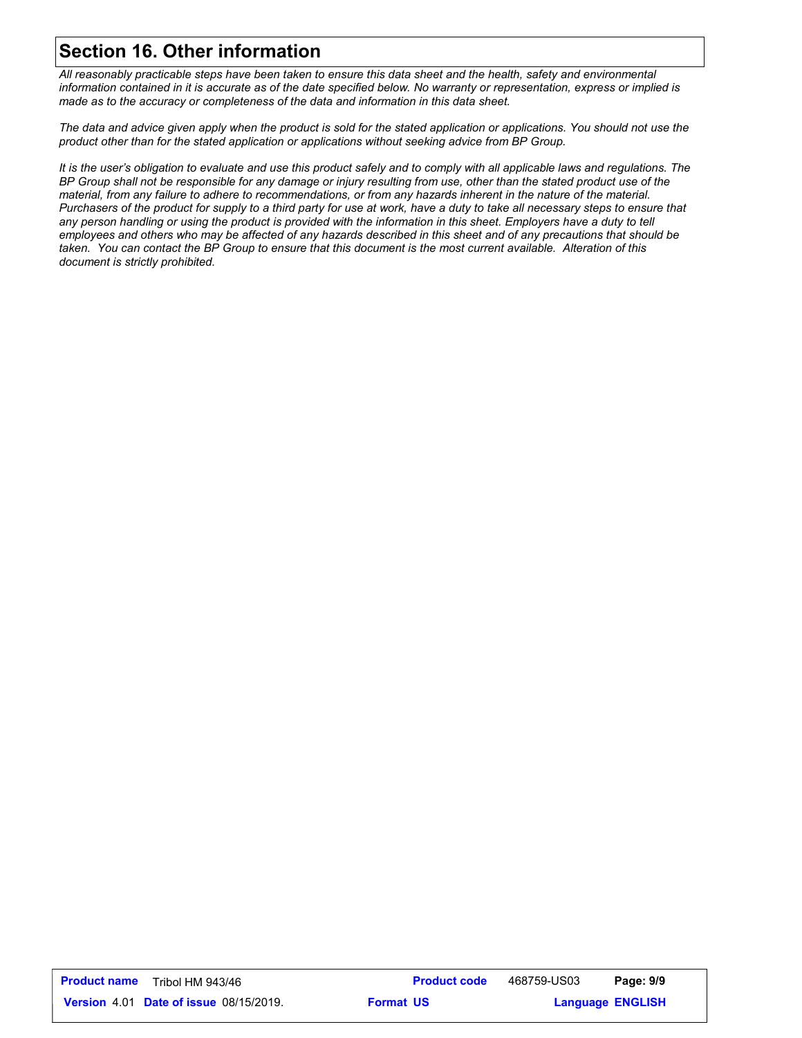## Section 16. Other information

*All reasonably practicable steps have been taken to ensure this data sheet and the health, safety and environmental information contained in it is accurate as of the date specified below. No warranty or representation, express or implied is made as to the accuracy or completeness of the data and information in this data sheet.*

*The data and advice given apply when the product is sold for the stated application or applications. You should not use the product other than for the stated application or applications without seeking advice from BP Group.*

*It is the user's obligation to evaluate and use this product safely and to comply with all applicable laws and regulations. The BP Group shall not be responsible for any damage or injury resulting from use, other than the stated product use of the material, from any failure to adhere to recommendations, or from any hazards inherent in the nature of the material. Purchasers of the product for supply to a third party for use at work, have a duty to take all necessary steps to ensure that any person handling or using the product is provided with the information in this sheet. Employers have a duty to tell employees and others who may be affected of any hazards described in this sheet and of any precautions that should be taken. You can contact the BP Group to ensure that this document is the most current available. Alteration of this document is strictly prohibited.*